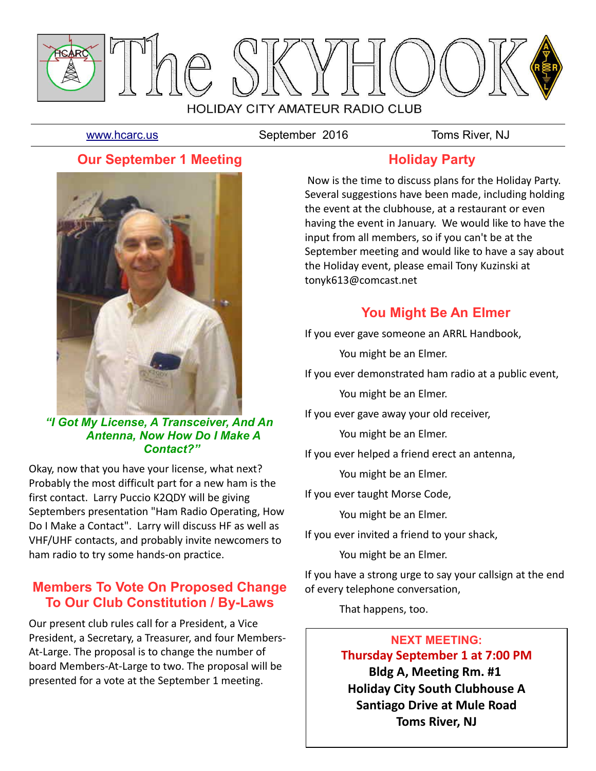# The SKYHOOK

HOLIDAY CITY AMATEUR RADIO CLUB

www.hcarc.us | September 2016 | Toms River, NJ

## Our September 1 Meeting

***"I Got My License, A Transceiver, And An Antenna, Now How Do I Make A Contact?"***

Okay, now that you have your license, what next? Probably the most difficult part for a new ham is the first contact. Larry Puccio K2QDY will be giving Septembers presentation "Ham Radio Operating, How Do I Make a Contact". Larry will discuss HF as well as VHF/UHF contacts, and probably invite newcomers to ham radio to try some hands-on practice.

## Members To Vote On Proposed Change To Our Club Constitution / By-Laws

Our present club rules call for a President, a Vice President, a Secretary, a Treasurer, and four Members-At-Large. The proposal is to change the number of board Members-At-Large to two. The proposal will be presented for a vote at the September 1 meeting.

## Holiday Party

Now is the time to discuss plans for the Holiday Party. Several suggestions have been made, including holding the event at the clubhouse, at a restaurant or even having the event in January. We would like to have the input from all members, so if you can't be at the September meeting and would like to have a say about the Holiday event, please email Tony Kuzinski at tonyk613@comcast.net

## You Might Be An Elmer

If you ever gave someone an ARRL Handbook,

You might be an Elmer.

If you ever demonstrated ham radio at a public event,

You might be an Elmer.

If you ever gave away your old receiver,

You might be an Elmer.

If you ever helped a friend erect an antenna,

You might be an Elmer.

If you ever taught Morse Code,

You might be an Elmer.

If you ever invited a friend to your shack,

You might be an Elmer.

If you have a strong urge to say your callsign at the end of every telephone conversation,

That happens, too.

**NEXT MEETING:**
**Thursday September 1 at 7:00 PM**
**Bldg A, Meeting Rm. #1**
**Holiday City South Clubhouse A**
**Santiago Drive at Mule Road**
**Toms River, NJ**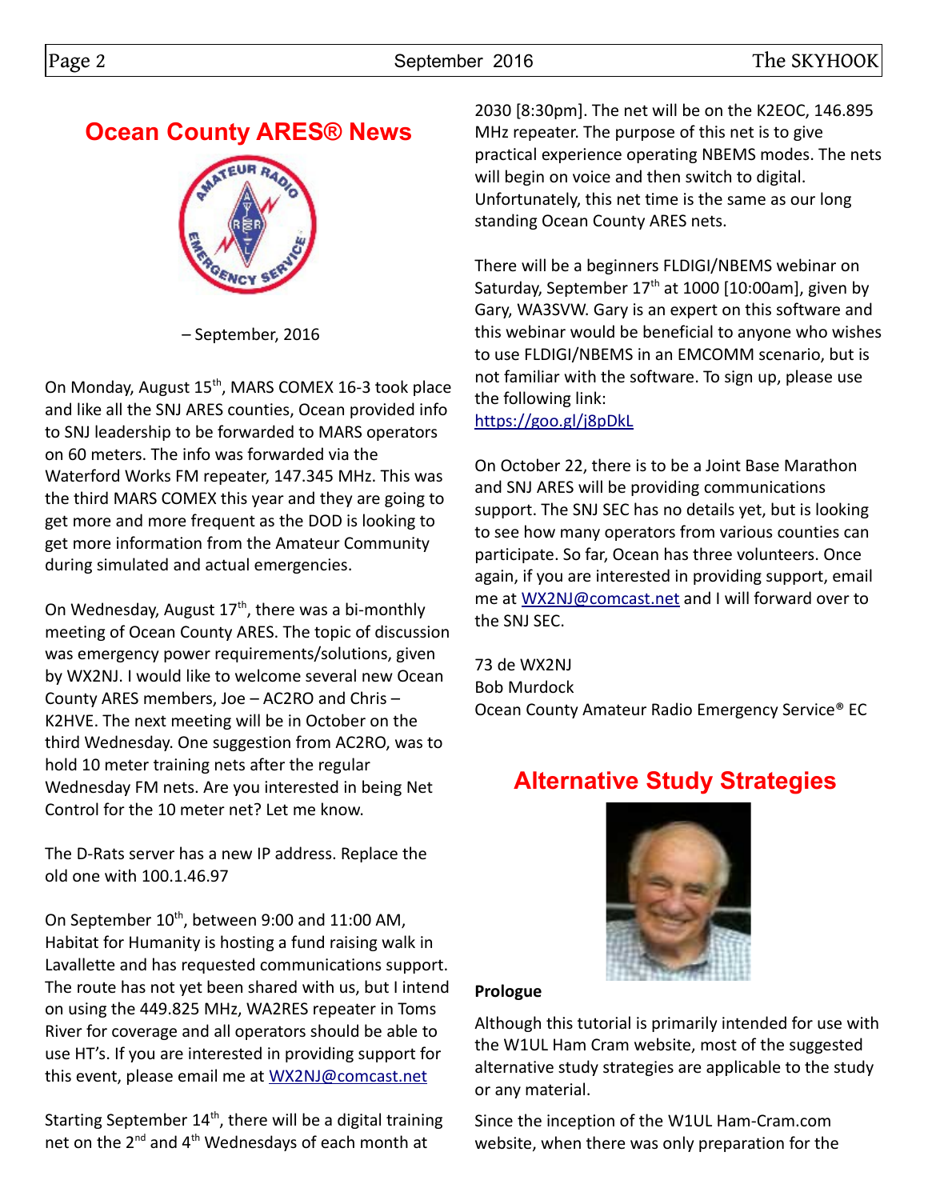## Ocean County ARES® News

– September, 2016

On Monday, August 15th, MARS COMEX 16-3 took place and like all the SNJ ARES counties, Ocean provided info to SNJ leadership to be forwarded to MARS operators on 60 meters. The info was forwarded via the Waterford Works FM repeater, 147.345 MHz. This was the third MARS COMEX this year and they are going to get more and more frequent as the DOD is looking to get more information from the Amateur Community during simulated and actual emergencies.

On Wednesday, August 17th, there was a bi-monthly meeting of Ocean County ARES. The topic of discussion was emergency power requirements/solutions, given by WX2NJ. I would like to welcome several new Ocean County ARES members, Joe – AC2RO and Chris – K2HVE. The next meeting will be in October on the third Wednesday. One suggestion from AC2RO, was to hold 10 meter training nets after the regular Wednesday FM nets. Are you interested in being Net Control for the 10 meter net? Let me know.

The D-Rats server has a new IP address. Replace the old one with 100.1.46.97

On September 10th, between 9:00 and 11:00 AM, Habitat for Humanity is hosting a fund raising walk in Lavallette and has requested communications support. The route has not yet been shared with us, but I intend on using the 449.825 MHz, WA2RES repeater in Toms River for coverage and all operators should be able to use HT's. If you are interested in providing support for this event, please email me at WX2NJ@comcast.net

Starting September 14th, there will be a digital training net on the 2nd and 4th Wednesdays of each month at 2030 [8:30pm]. The net will be on the K2EOC, 146.895 MHz repeater. The purpose of this net is to give practical experience operating NBEMS modes. The nets will begin on voice and then switch to digital. Unfortunately, this net time is the same as our long standing Ocean County ARES nets.

There will be a beginners FLDIGI/NBEMS webinar on Saturday, September 17th at 1000 [10:00am], given by Gary, WA3SVW. Gary is an expert on this software and this webinar would be beneficial to anyone who wishes to use FLDIGI/NBEMS in an EMCOMM scenario, but is not familiar with the software. To sign up, please use the following link:
https://goo.gl/j8pDkL

On October 22, there is to be a Joint Base Marathon and SNJ ARES will be providing communications support. The SNJ SEC has no details yet, but is looking to see how many operators from various counties can participate. So far, Ocean has three volunteers. Once again, if you are interested in providing support, email me at WX2NJ@comcast.net and I will forward over to the SNJ SEC.

73 de WX2NJ
Bob Murdock
Ocean County Amateur Radio Emergency Service® EC

## Alternative Study Strategies

**Prologue**

Although this tutorial is primarily intended for use with the W1UL Ham Cram website, most of the suggested alternative study strategies are applicable to the study or any material.

Since the inception of the W1UL Ham-Cram.com website, when there was only preparation for the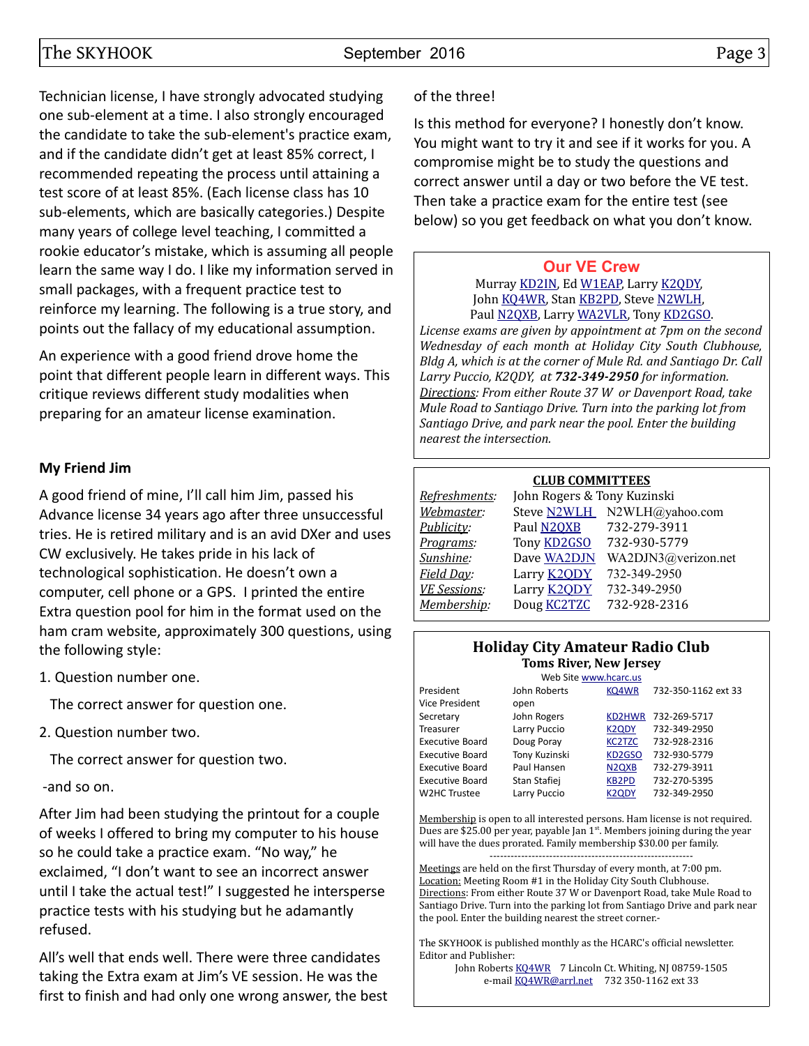Technician license, I have strongly advocated studying one sub-element at a time. I also strongly encouraged the candidate to take the sub-element's practice exam, and if the candidate didn't get at least 85% correct, I recommended repeating the process until attaining a test score of at least 85%. (Each license class has 10 sub-elements, which are basically categories.) Despite many years of college level teaching, I committed a rookie educator's mistake, which is assuming all people learn the same way I do. I like my information served in small packages, with a frequent practice test to reinforce my learning. The following is a true story, and points out the fallacy of my educational assumption.

An experience with a good friend drove home the point that different people learn in different ways. This critique reviews different study modalities when preparing for an amateur license examination.

**My Friend Jim**

A good friend of mine, I'll call him Jim, passed his Advance license 34 years ago after three unsuccessful tries. He is retired military and is an avid DXer and uses CW exclusively. He takes pride in his lack of technological sophistication. He doesn't own a computer, cell phone or a GPS. I printed the entire Extra question pool for him in the format used on the ham cram website, approximately 300 questions, using the following style:

1. Question number one.

   The correct answer for question one.

2. Question number two.

   The correct answer for question two.

-and so on.

After Jim had been studying the printout for a couple of weeks I offered to bring my computer to his house so he could take a practice exam. "No way," he exclaimed, "I don't want to see an incorrect answer until I take the actual test!" I suggested he intersperse practice tests with his studying but he adamantly refused.

All's well that ends well. There were three candidates taking the Extra exam at Jim's VE session. He was the first to finish and had only one wrong answer, the best of the three!

Is this method for everyone? I honestly don't know. You might want to try it and see if it works for you. A compromise might be to study the questions and correct answer until a day or two before the VE test. Then take a practice exam for the entire test (see below) so you get feedback on what you don't know.

---

## Our VE Crew

Murray KD2IN, Ed W1EAP, Larry K2QDY, John KQ4WR, Stan KB2PD, Steve N2WLH, Paul N2QXB, Larry WA2VLR, Tony KD2GSO.

*License exams are given by appointment at 7pm on the second Wednesday of each month at Holiday City South Clubhouse, Bldg A, which is at the corner of Mule Rd. and Santiago Dr. Call Larry Puccio, K2QDY, at **732-349-2950** for information.*

*Directions: From either Route 37 W or Davenport Road, take Mule Road to Santiago Drive. Turn into the parking lot from Santiago Drive, and park near the pool. Enter the building nearest the intersection.*

---

**CLUB COMMITTEES**

| | | |
|---|---|---|
| *Refreshments:* | John Rogers & Tony Kuzinski | |
| *Webmaster:* | Steve N2WLH | N2WLH@yahoo.com |
| *Publicity:* | Paul N2QXB | 732-279-3911 |
| *Programs:* | Tony KD2GSO | 732-930-5779 |
| *Sunshine:* | Dave WA2DJN | WA2DJN3@verizon.net |
| *Field Day:* | Larry K2QDY | 732-349-2950 |
| *VE Sessions:* | Larry K2QDY | 732-349-2950 |
| *Membership:* | Doug KC2TZC | 732-928-2316 |

---

## Holiday City Amateur Radio Club

**Toms River, New Jersey**

Web Site www.hcarc.us

| | | | |
|---|---|---|---|
| President | John Roberts | KQ4WR | 732-350-1162 ext 33 |
| Vice President | open | | |
| Secretary | John Rogers | KD2HWR | 732-269-5717 |
| Treasurer | Larry Puccio | K2QDY | 732-349-2950 |
| Executive Board | Doug Poray | KC2TZC | 732-928-2316 |
| Executive Board | Tony Kuzinski | KD2GSO | 732-930-5779 |
| Executive Board | Paul Hansen | N2QXB | 732-279-3911 |
| Executive Board | Stan Stafiej | KB2PD | 732-270-5395 |
| W2HC Trustee | Larry Puccio | K2QDY | 732-349-2950 |

Membership is open to all interested persons. Ham license is not required. Dues are $25.00 per year, payable Jan 1st. Members joining during the year will have the dues prorated. Family membership $30.00 per family.

---

Meetings are held on the first Thursday of every month, at 7:00 pm.
Location: Meeting Room #1 in the Holiday City South Clubhouse.
Directions: From either Route 37 W or Davenport Road, take Mule Road to Santiago Drive. Turn into the parking lot from Santiago Drive and park near the pool. Enter the building nearest the street corner.-

The SKYHOOK is published monthly as the HCARC's official newsletter.
Editor and Publisher:
John Roberts KQ4WR 7 Lincoln Ct. Whiting, NJ 08759-1505
e-mail KQ4WR@arrl.net 732 350-1162 ext 33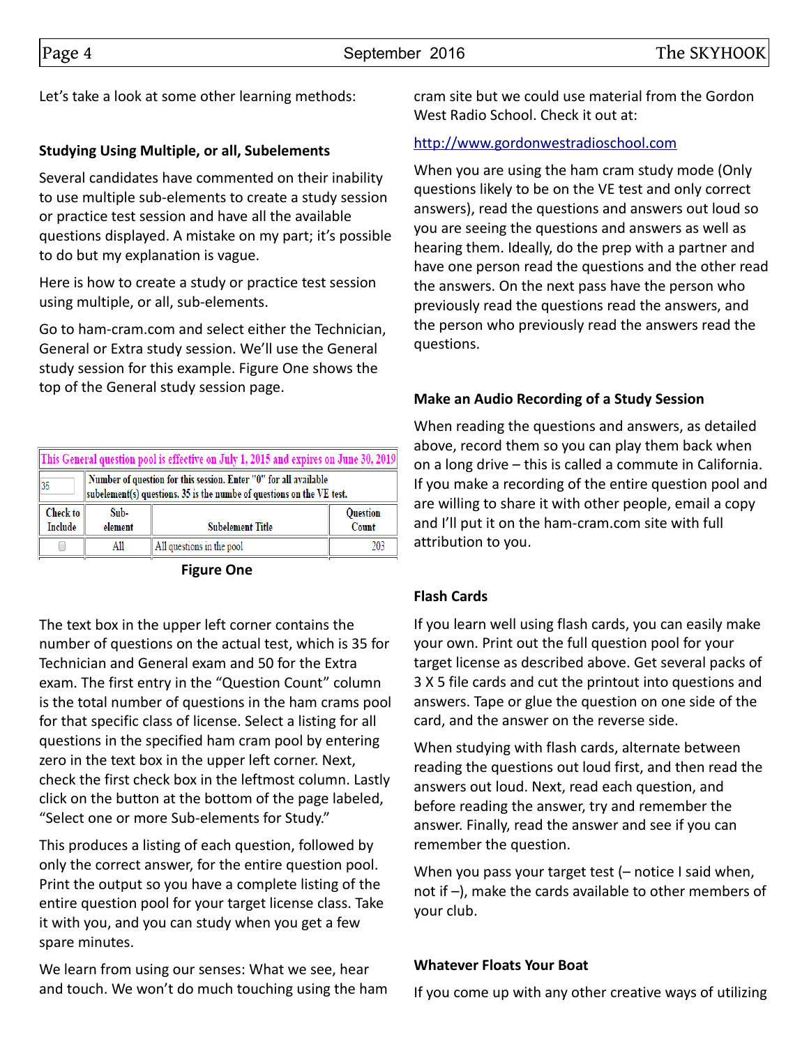Let's take a look at some other learning methods:

**Studying Using Multiple, or all, Subelements**

Several candidates have commented on their inability to use multiple sub-elements to create a study session or practice test session and have all the available questions displayed. A mistake on my part; it's possible to do but my explanation is vague.

Here is how to create a study or practice test session using multiple, or all, sub-elements.

Go to ham-cram.com and select either the Technician, General or Extra study session. We'll use the General study session for this example. Figure One shows the top of the General study session page.

| This General question pool is effective on July 1, 2015 and expires on June 30, 2019 | | | |
|---|---|---|---|
| 35 | Number of question for this session. Enter "0" for all available subelement(s) questions. 35 is the numbe of questions on the VE test. | | |
| Check to Include | Sub-element | Subelement Title | Question Count |
| ☐ | All | All questions in the pool | 203 |

**Figure One**

The text box in the upper left corner contains the number of questions on the actual test, which is 35 for Technician and General exam and 50 for the Extra exam. The first entry in the "Question Count" column is the total number of questions in the ham crams pool for that specific class of license. Select a listing for all questions in the specified ham cram pool by entering zero in the text box in the upper left corner. Next, check the first check box in the leftmost column. Lastly click on the button at the bottom of the page labeled, "Select one or more Sub-elements for Study."

This produces a listing of each question, followed by only the correct answer, for the entire question pool. Print the output so you have a complete listing of the entire question pool for your target license class. Take it with you, and you can study when you get a few spare minutes.

We learn from using our senses: What we see, hear and touch. We won't do much touching using the ham cram site but we could use material from the Gordon West Radio School. Check it out at:

http://www.gordonwestradioschool.com

When you are using the ham cram study mode (Only questions likely to be on the VE test and only correct answers), read the questions and answers out loud so you are seeing the questions and answers as well as hearing them. Ideally, do the prep with a partner and have one person read the questions and the other read the answers. On the next pass have the person who previously read the questions read the answers, and the person who previously read the answers read the questions.

**Make an Audio Recording of a Study Session**

When reading the questions and answers, as detailed above, record them so you can play them back when on a long drive – this is called a commute in California. If you make a recording of the entire question pool and are willing to share it with other people, email a copy and I'll put it on the ham-cram.com site with full attribution to you.

**Flash Cards**

If you learn well using flash cards, you can easily make your own. Print out the full question pool for your target license as described above. Get several packs of 3 X 5 file cards and cut the printout into questions and answers. Tape or glue the question on one side of the card, and the answer on the reverse side.

When studying with flash cards, alternate between reading the questions out loud first, and then read the answers out loud. Next, read each question, and before reading the answer, try and remember the answer. Finally, read the answer and see if you can remember the question.

When you pass your target test (– notice I said when, not if –), make the cards available to other members of your club.

**Whatever Floats Your Boat**

If you come up with any other creative ways of utilizing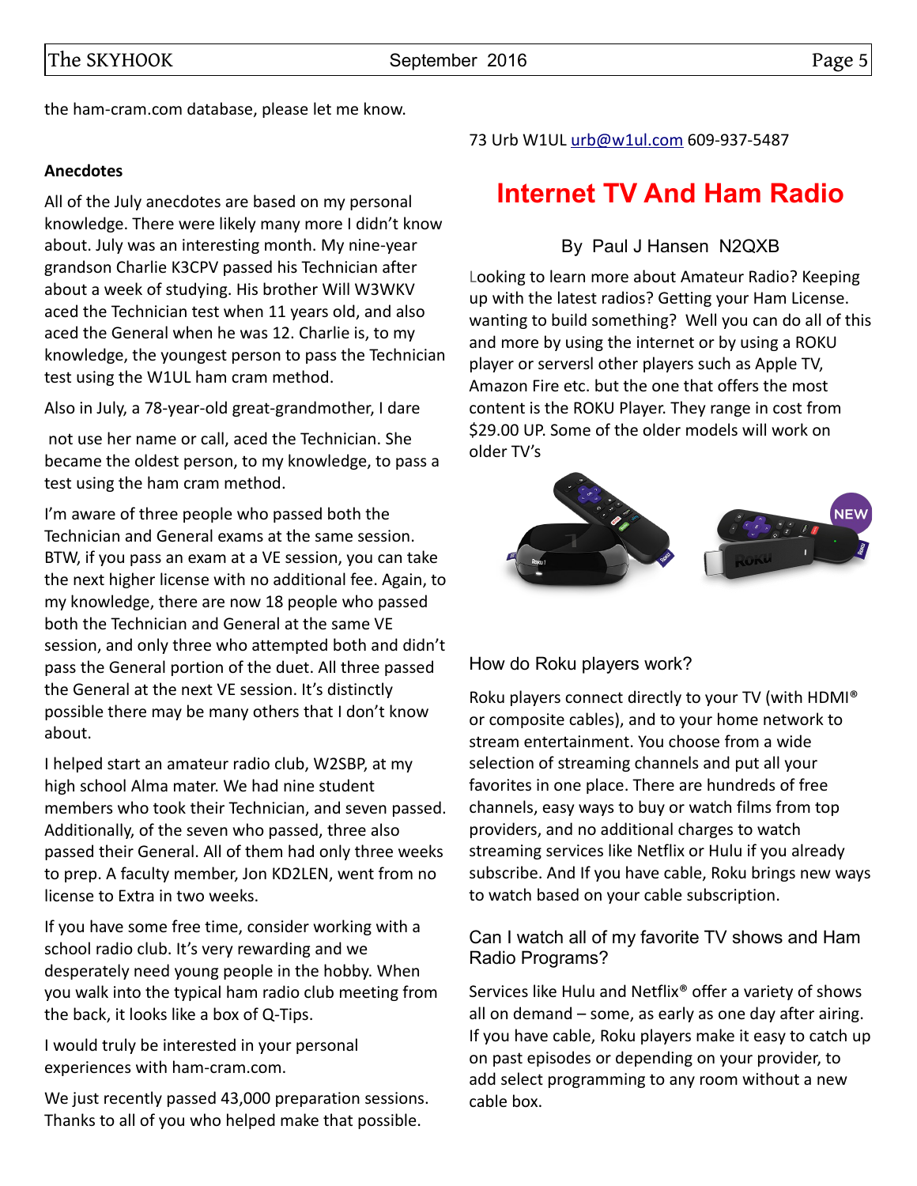the ham-cram.com database, please let me know.

**Anecdotes**

All of the July anecdotes are based on my personal knowledge. There were likely many more I didn't know about. July was an interesting month. My nine-year grandson Charlie K3CPV passed his Technician after about a week of studying. His brother Will W3WKV aced the Technician test when 11 years old, and also aced the General when he was 12. Charlie is, to my knowledge, the youngest person to pass the Technician test using the W1UL ham cram method.

Also in July, a 78-year-old great-grandmother, I dare not use her name or call, aced the Technician. She became the oldest person, to my knowledge, to pass a test using the ham cram method.

I'm aware of three people who passed both the Technician and General exams at the same session. BTW, if you pass an exam at a VE session, you can take the next higher license with no additional fee. Again, to my knowledge, there are now 18 people who passed both the Technician and General at the same VE session, and only three who attempted both and didn't pass the General portion of the duet. All three passed the General at the next VE session. It's distinctly possible there may be many others that I don't know about.

I helped start an amateur radio club, W2SBP, at my high school Alma mater. We had nine student members who took their Technician, and seven passed. Additionally, of the seven who passed, three also passed their General. All of them had only three weeks to prep. A faculty member, Jon KD2LEN, went from no license to Extra in two weeks.

If you have some free time, consider working with a school radio club. It's very rewarding and we desperately need young people in the hobby. When you walk into the typical ham radio club meeting from the back, it looks like a box of Q-Tips.

I would truly be interested in your personal experiences with ham-cram.com.

We just recently passed 43,000 preparation sessions. Thanks to all of you who helped make that possible.

73 Urb W1UL urb@w1ul.com 609-937-5487

# Internet TV And Ham Radio

By Paul J Hansen N2QXB

Looking to learn more about Amateur Radio? Keeping up with the latest radios? Getting your Ham License. wanting to build something? Well you can do all of this and more by using the internet or by using a ROKU player or serversl other players such as Apple TV, Amazon Fire etc. but the one that offers the most content is the ROKU Player. They range in cost from $29.00 UP. Some of the older models will work on older TV's

### How do Roku players work?

Roku players connect directly to your TV (with HDMI® or composite cables), and to your home network to stream entertainment. You choose from a wide selection of streaming channels and put all your favorites in one place. There are hundreds of free channels, easy ways to buy or watch films from top providers, and no additional charges to watch streaming services like Netflix or Hulu if you already subscribe. And If you have cable, Roku brings new ways to watch based on your cable subscription.

### Can I watch all of my favorite TV shows and Ham Radio Programs?

Services like Hulu and Netflix® offer a variety of shows all on demand – some, as early as one day after airing. If you have cable, Roku players make it easy to catch up on past episodes or depending on your provider, to add select programming to any room without a new cable box.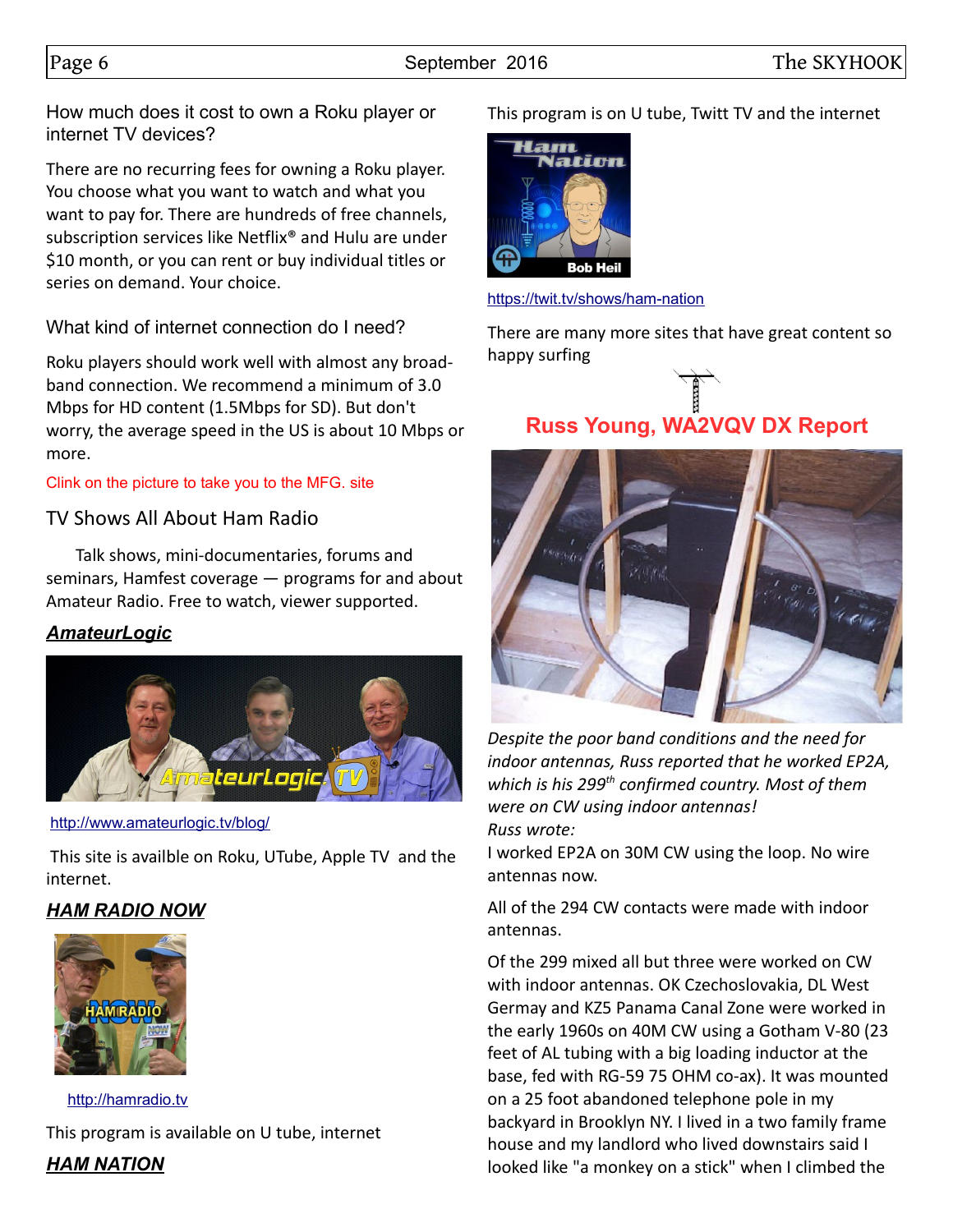How much does it cost to own a Roku player or internet TV devices?

There are no recurring fees for owning a Roku player. You choose what you want to watch and what you want to pay for. There are hundreds of free channels, subscription services like Netflix® and Hulu are under $10 month, or you can rent or buy individual titles or series on demand. Your choice.

What kind of internet connection do I need?

Roku players should work well with almost any broadband connection. We recommend a minimum of 3.0 Mbps for HD content (1.5Mbps for SD). But don't worry, the average speed in the US is about 10 Mbps or more.

Clink on the picture to take you to the MFG. site

TV Shows All About Ham Radio

Talk shows, mini-documentaries, forums and seminars, Hamfest coverage — programs for and about Amateur Radio. Free to watch, viewer supported.

***AmateurLogic***

http://www.amateurlogic.tv/blog/

This site is availble on Roku, UTube, Apple TV and the internet.

***HAM RADIO NOW***

http://hamradio.tv

This program is available on U tube, internet

***HAM NATION***

This program is on U tube, Twitt TV and the internet

https://twit.tv/shows/ham-nation

There are many more sites that have great content so happy surfing

## Russ Young, WA2VQV DX Report

*Despite the poor band conditions and the need for indoor antennas, Russ reported that he worked EP2A, which is his 299th confirmed country. Most of them were on CW using indoor antennas!*
*Russ wrote:*

I worked EP2A on 30M CW using the loop. No wire antennas now.

All of the 294 CW contacts were made with indoor antennas.

Of the 299 mixed all but three were worked on CW with indoor antennas. OK Czechoslovakia, DL West Germay and KZ5 Panama Canal Zone were worked in the early 1960s on 40M CW using a Gotham V-80 (23 feet of AL tubing with a big loading inductor at the base, fed with RG-59 75 OHM co-ax). It was mounted on a 25 foot abandoned telephone pole in my backyard in Brooklyn NY. I lived in a two family frame house and my landlord who lived downstairs said I looked like "a monkey on a stick" when I climbed the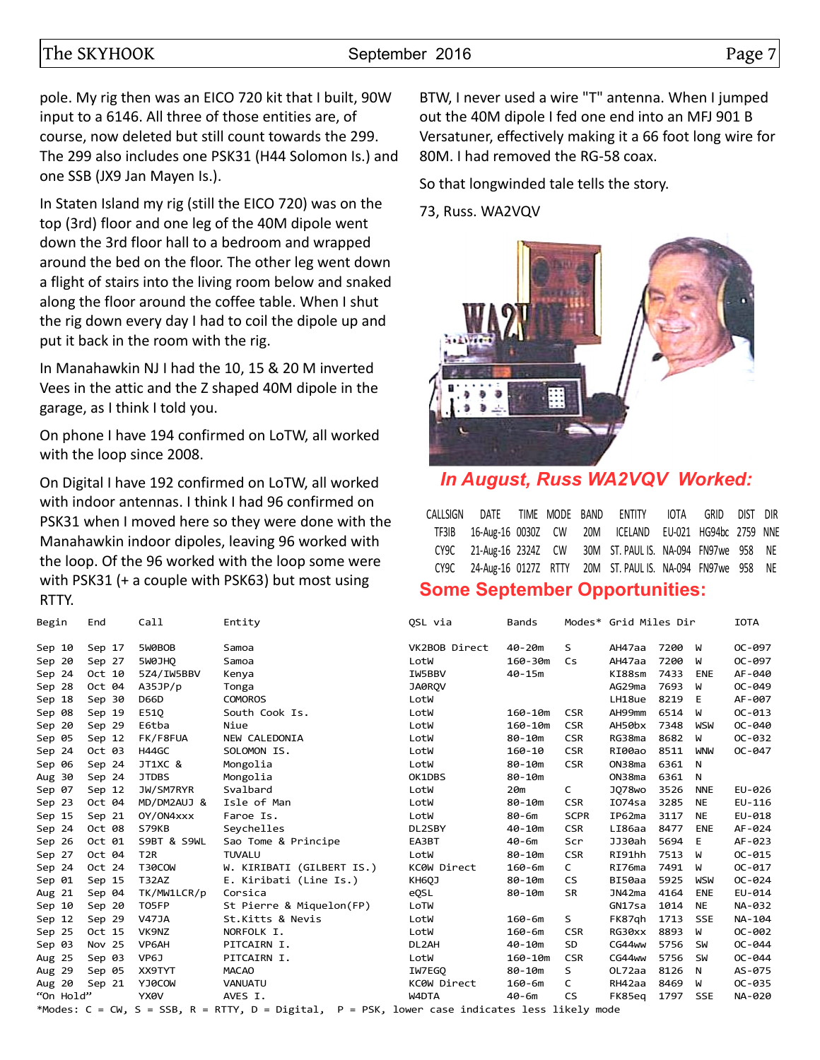pole. My rig then was an EICO 720 kit that I built, 90W input to a 6146. All three of those entities are, of course, now deleted but still count towards the 299. The 299 also includes one PSK31 (H44 Solomon Is.) and one SSB (JX9 Jan Mayen Is.).

In Staten Island my rig (still the EICO 720) was on the top (3rd) floor and one leg of the 40M dipole went down the 3rd floor hall to a bedroom and wrapped around the bed on the floor. The other leg went down a flight of stairs into the living room below and snaked along the floor around the coffee table. When I shut the rig down every day I had to coil the dipole up and put it back in the room with the rig.

In Manahawkin NJ I had the 10, 15 & 20 M inverted Vees in the attic and the Z shaped 40M dipole in the garage, as I think I told you.

On phone I have 194 confirmed on LoTW, all worked with the loop since 2008.

On Digital I have 192 confirmed on LoTW, all worked with indoor antennas. I think I had 96 confirmed on PSK31 when I moved here so they were done with the Manahawkin indoor dipoles, leaving 96 worked with the loop. Of the 96 worked with the loop some were with PSK31 (+ a couple with PSK63) but most using RTTY.

BTW, I never used a wire "T" antenna. When I jumped out the 40M dipole I fed one end into an MFJ 901 B Versatuner, effectively making it a 66 foot long wire for 80M. I had removed the RG-58 coax.

So that longwinded tale tells the story.

73, Russ. WA2VQV

## *In August, Russ WA2VQV Worked:*

| CALLSIGN | DATE | TIME | MODE | BAND | ENTITY | IOTA | GRID | DIST | DIR |
|---|---|---|---|---|---|---|---|---|---|
| TF3IB | 16-Aug-16 | 0030Z | CW | 20M | ICELAND | EU-021 | HG94bc | 2759 | NNE |
| CY9C | 21-Aug-16 | 2324Z | CW | 30M | ST. PAUL IS. | NA-094 | FN97we | 958 | NE |
| CY9C | 24-Aug-16 | 0127Z | RTTY | 20M | ST. PAUL IS. | NA-094 | FN97we | 958 | NE |

## Some September Opportunities:

| Begin | End | Call | Entity | QSL via | Bands | Modes* | Grid | Miles | Dir | IOTA |
|---|---|---|---|---|---|---|---|---|---|---|
| Sep 10 | Sep 17 | 5W0BOB | Samoa | VK2BOB Direct | 40-20m | S | AH47aa | 7200 | W | OC-097 |
| Sep 20 | Sep 27 | 5W0JHQ | Samoa | LotW | 160-30m | Cs | AH47aa | 7200 | W | OC-097 |
| Sep 24 | Oct 10 | 5Z4/IW5BBV | Kenya | IW5BBV | 40-15m | | KI88sm | 7433 | ENE | AF-040 |
| Sep 28 | Oct 04 | A35JP/p | Tonga | JA0RQV | | | AG29ma | 7693 | W | OC-049 |
| Sep 18 | Sep 30 | D66D | COMOROS | LotW | | | LH18ue | 8219 | E | AF-007 |
| Sep 08 | Sep 19 | E51Q | South Cook Is. | LotW | 160-10m | CSR | AH99mm | 6514 | W | OC-013 |
| Sep 20 | Sep 29 | E6tba | Niue | LotW | 160-10m | CSR | AH50bx | 7348 | WSW | OC-040 |
| Sep 05 | Sep 12 | FK/F8FUA | NEW CALEDONIA | LotW | 80-10m | CSR | RG38ma | 8682 | W | OC-032 |
| Sep 24 | Oct 03 | H44GC | SOLOMON IS. | LotW | 160-10 | CSR | RI00ao | 8511 | WNW | OC-047 |
| Sep 06 | Sep 24 | JT1XC & | Mongolia | LotW | 80-10m | CSR | ON38ma | 6361 | N | |
| Aug 30 | Sep 24 | JTDBS | Mongolia | OK1DBS | 80-10m | | ON38ma | 6361 | N | |
| Sep 07 | Sep 12 | JW/SM7RYR | Svalbard | LotW | 20m | C | JQ78wo | 3526 | NNE | EU-026 |
| Sep 23 | Oct 04 | MD/DM2AUJ & | Isle of Man | LotW | 80-10m | CSR | IO74sa | 3285 | NE | EU-116 |
| Sep 15 | Sep 21 | OY/ON4xxx | Faroe Is. | LotW | 80-6m | SCPR | IP62ma | 3117 | NE | EU-018 |
| Sep 24 | Oct 08 | S79KB | Seychelles | DL2SBY | 40-10m | CSR | LI86aa | 8477 | ENE | AF-024 |
| Sep 26 | Oct 01 | S9BT & S9WL | Sao Tome & Principe | EA3BT | 40-6m | Scr | JJ30ah | 5694 | E | AF-023 |
| Sep 27 | Oct 04 | T2R | TUVALU | LotW | 80-10m | CSR | RI91hh | 7513 | W | OC-015 |
| Sep 24 | Oct 24 | T30COW | W. KIRIBATI (GILBERT IS.) | KC0W Direct | 160-6m | C | RI76ma | 7491 | W | OC-017 |
| Sep 01 | Sep 15 | T32AZ | E. Kiribati (Line Is.) | KH6QJ | 80-10m | CS | BI50aa | 5925 | WSW | OC-024 |
| Aug 21 | Sep 04 | TK/MW1LCR/p | Corsica | eQSL | 80-10m | SR | JN42ma | 4164 | ENE | EU-014 |
| Sep 10 | Sep 20 | TO5FP | St Pierre & Miquelon(FP) | LoTW | | | GN17sa | 1014 | NE | NA-032 |
| Sep 12 | Sep 29 | V47JA | St.Kitts & Nevis | LotW | 160-6m | S | FK87qh | 1713 | SSE | NA-104 |
| Sep 25 | Oct 15 | VK9NZ | NORFOLK I. | LotW | 160-6m | CSR | RG30xx | 8893 | W | OC-002 |
| Sep 03 | Nov 25 | VP6AH | PITCAIRN I. | DL2AH | 40-10m | SD | CG44ww | 5756 | SW | OC-044 |
| Aug 25 | Sep 03 | VP6J | PITCAIRN I. | LotW | 160-10m | CSR | CG44ww | 5756 | SW | OC-044 |
| Aug 29 | Sep 05 | XX9TYT | MACAO | IW7EGQ | 80-10m | S | OL72aa | 8126 | N | AS-075 |
| Aug 20 | Sep 21 | YJ0COW | VANUATU | KC0W Direct | 160-6m | C | RH42aa | 8469 | W | OC-035 |
| "On Hold" | | YX0V | AVES I. | W4DTA | 40-6m | CS | FK85eq | 1797 | SSE | NA-020 |

*Modes: C = CW, S = SSB, R = RTTY, D = Digital, P = PSK, lower case indicates less likely mode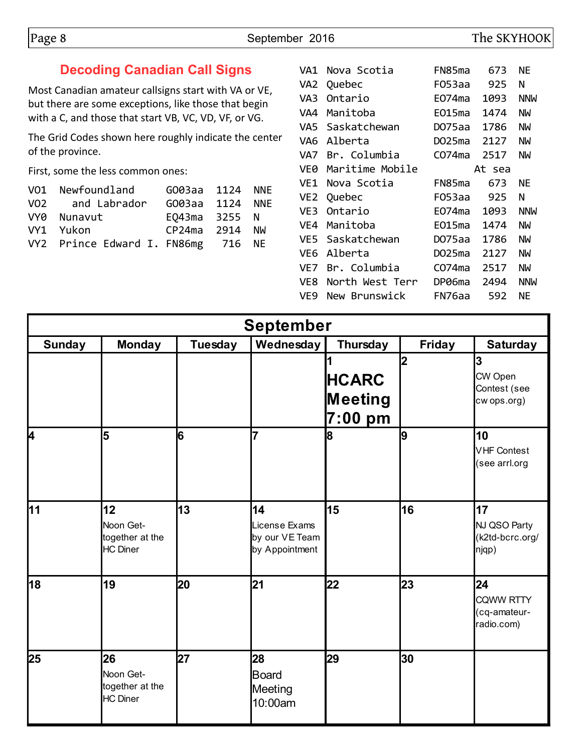## Decoding Canadian Call Signs

Most Canadian amateur callsigns start with VA or VE, but there are some exceptions, like those that begin with a C, and those that start VB, VC, VD, VF, or VG.

The Grid Codes shown here roughly indicate the center of the province.

First, some the less common ones:

| | | | | |
|---|---|---|---|---|
| VO1 | Newfoundland | GO03aa | 1124 | NNE |
| VO2 | and Labrador | GO03aa | 1124 | NNE |
| VY0 | Nunavut | EQ43ma | 3255 | N |
| VY1 | Yukon | CP24ma | 2914 | NW |
| VY2 | Prince Edward I. | FN86mg | 716 | NE |

| | | | | |
|---|---|---|---|---|
| VA1 | Nova Scotia | FN85ma | 673 | NE |
| VA2 | Quebec | FO53aa | 925 | N |
| VA3 | Ontario | EO74ma | 1093 | NNW |
| VA4 | Manitoba | EO15ma | 1474 | NW |
| VA5 | Saskatchewan | DO75aa | 1786 | NW |
| VA6 | Alberta | DO25ma | 2127 | NW |
| VA7 | Br. Columbia | CO74ma | 2517 | NW |
| VE0 | Maritime Mobile | | At sea | |
| VE1 | Nova Scotia | FN85ma | 673 | NE |
| VE2 | Quebec | FO53aa | 925 | N |
| VE3 | Ontario | EO74ma | 1093 | NNW |
| VE4 | Manitoba | EO15ma | 1474 | NW |
| VE5 | Saskatchewan | DO75aa | 1786 | NW |
| VE6 | Alberta | DO25ma | 2127 | NW |
| VE7 | Br. Columbia | CO74ma | 2517 | NW |
| VE8 | North West Terr | DP06ma | 2494 | NNW |
| VE9 | New Brunswick | FN76aa | 592 | NE |

## September

| Sunday | Monday | Tuesday | Wednesday | Thursday | Friday | Saturday |
|---|---|---|---|---|---|---|
| | | | | 1 **HCARC Meeting 7:00 pm** | 2 | 3 CW Open Contest (see cw ops.org) |
| 4 | 5 | 6 | 7 | 8 | 9 | 10 VHF Contest (see arrl.org |
| 11 | 12 Noon Get-together at the HC Diner | 13 | 14 License Exams by our VE Team by Appointment | 15 | 16 | 17 NJ QSO Party (k2td-bcrc.org/njqp) |
| 18 | 19 | 20 | 21 | 22 | 23 | 24 CQWW RTTY (cq-amateur-radio.com) |
| 25 | 26 Noon Get-together at the HC Diner | 27 | 28 Board Meeting 10:00am | 29 | 30 | |